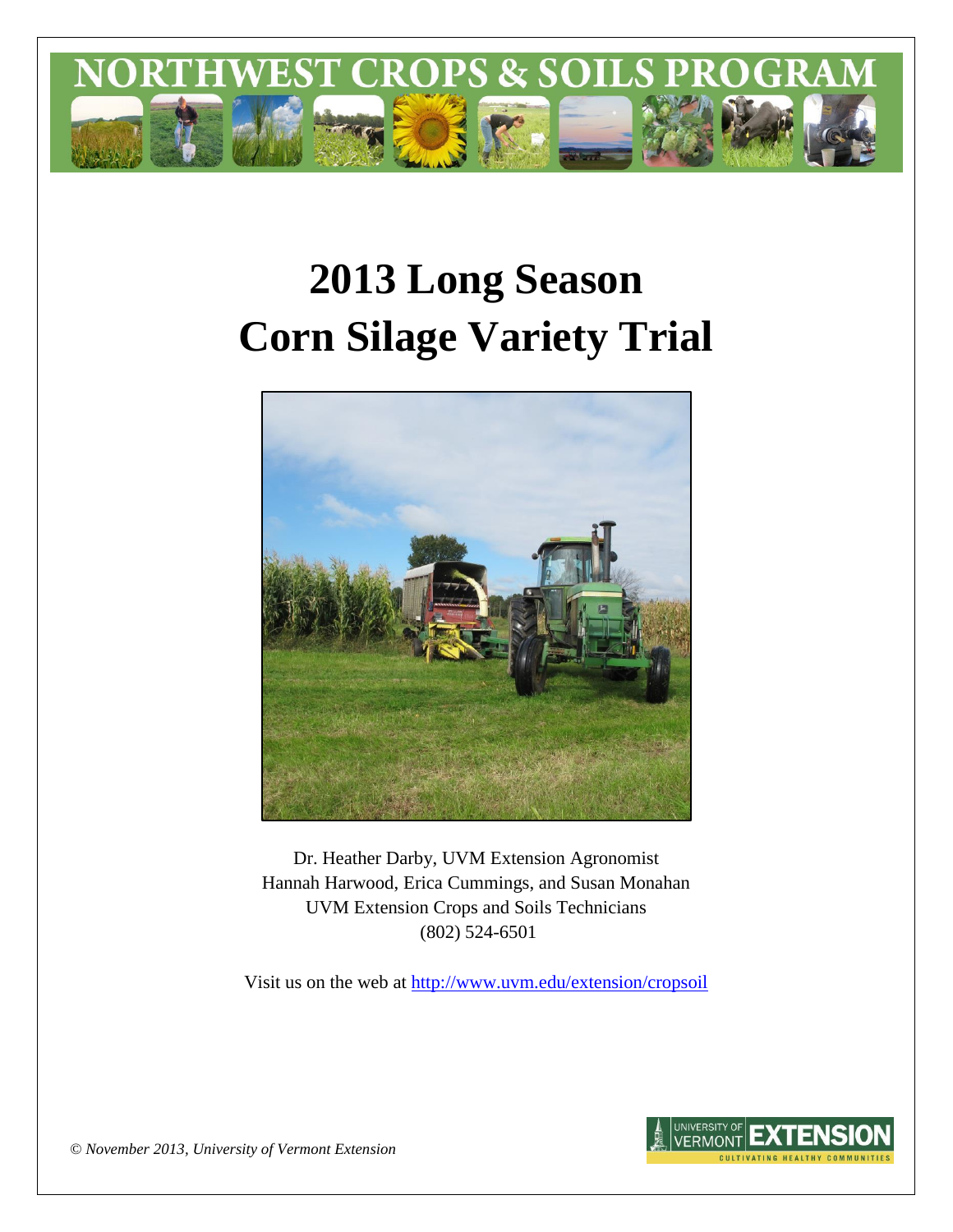# NORTHWEST CROPS & SOILS PROGRAM

# 2013 Long Season Corn Silage Variety Trial

Dr. Heather Darby, UVM Extension Agronomist
Hannah Harwood, Erica Cummings, and Susan Monahan
UVM Extension Crops and Soils Technicians
(802) 524-6501

Visit us on the web at http://www.uvm.edu/extension/cropsoil

*© November 2013, University of Vermont Extension*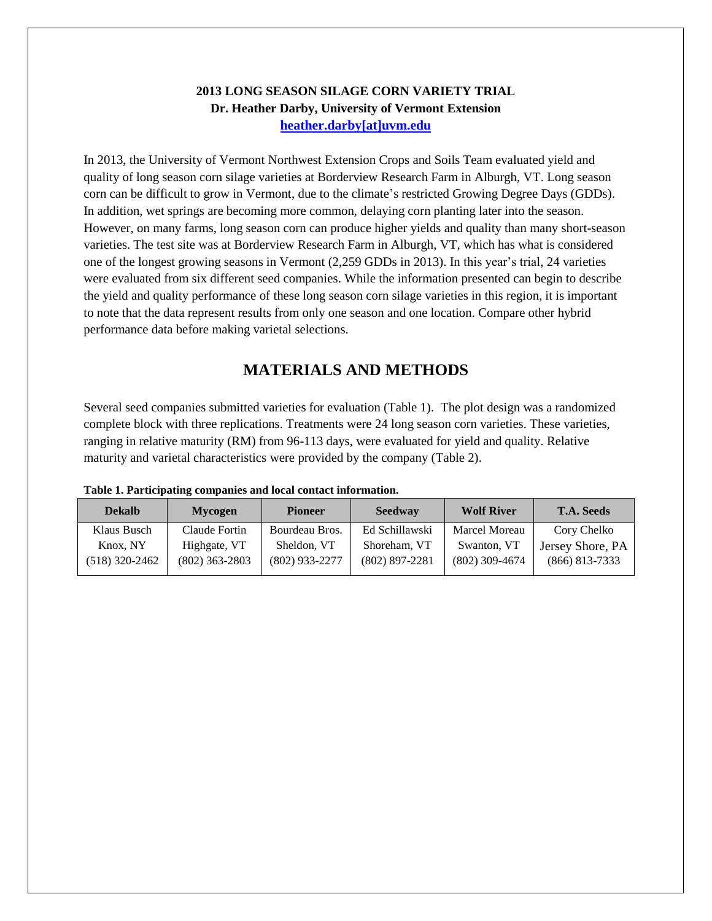**2013 LONG SEASON SILAGE CORN VARIETY TRIAL**
**Dr. Heather Darby, University of Vermont Extension**
**heather.darby[at]uvm.edu**

In 2013, the University of Vermont Northwest Extension Crops and Soils Team evaluated yield and quality of long season corn silage varieties at Borderview Research Farm in Alburgh, VT. Long season corn can be difficult to grow in Vermont, due to the climate's restricted Growing Degree Days (GDDs). In addition, wet springs are becoming more common, delaying corn planting later into the season. However, on many farms, long season corn can produce higher yields and quality than many short-season varieties. The test site was at Borderview Research Farm in Alburgh, VT, which has what is considered one of the longest growing seasons in Vermont (2,259 GDDs in 2013). In this year's trial, 24 varieties were evaluated from six different seed companies. While the information presented can begin to describe the yield and quality performance of these long season corn silage varieties in this region, it is important to note that the data represent results from only one season and one location. Compare other hybrid performance data before making varietal selections.

# MATERIALS AND METHODS

Several seed companies submitted varieties for evaluation (Table 1). The plot design was a randomized complete block with three replications. Treatments were 24 long season corn varieties. These varieties, ranging in relative maturity (RM) from 96-113 days, were evaluated for yield and quality. Relative maturity and varietal characteristics were provided by the company (Table 2).

**Table 1. Participating companies and local contact information.**

| Dekalb | Mycogen | Pioneer | Seedway | Wolf River | T.A. Seeds |
|---|---|---|---|---|---|
| Klaus Busch<br>Knox, NY<br>(518) 320-2462 | Claude Fortin<br>Highgate, VT<br>(802) 363-2803 | Bourdeau Bros.<br>Sheldon, VT<br>(802) 933-2277 | Ed Schillawski<br>Shoreham, VT<br>(802) 897-2281 | Marcel Moreau<br>Swanton, VT<br>(802) 309-4674 | Cory Chelko<br>Jersey Shore, PA<br>(866) 813-7333 |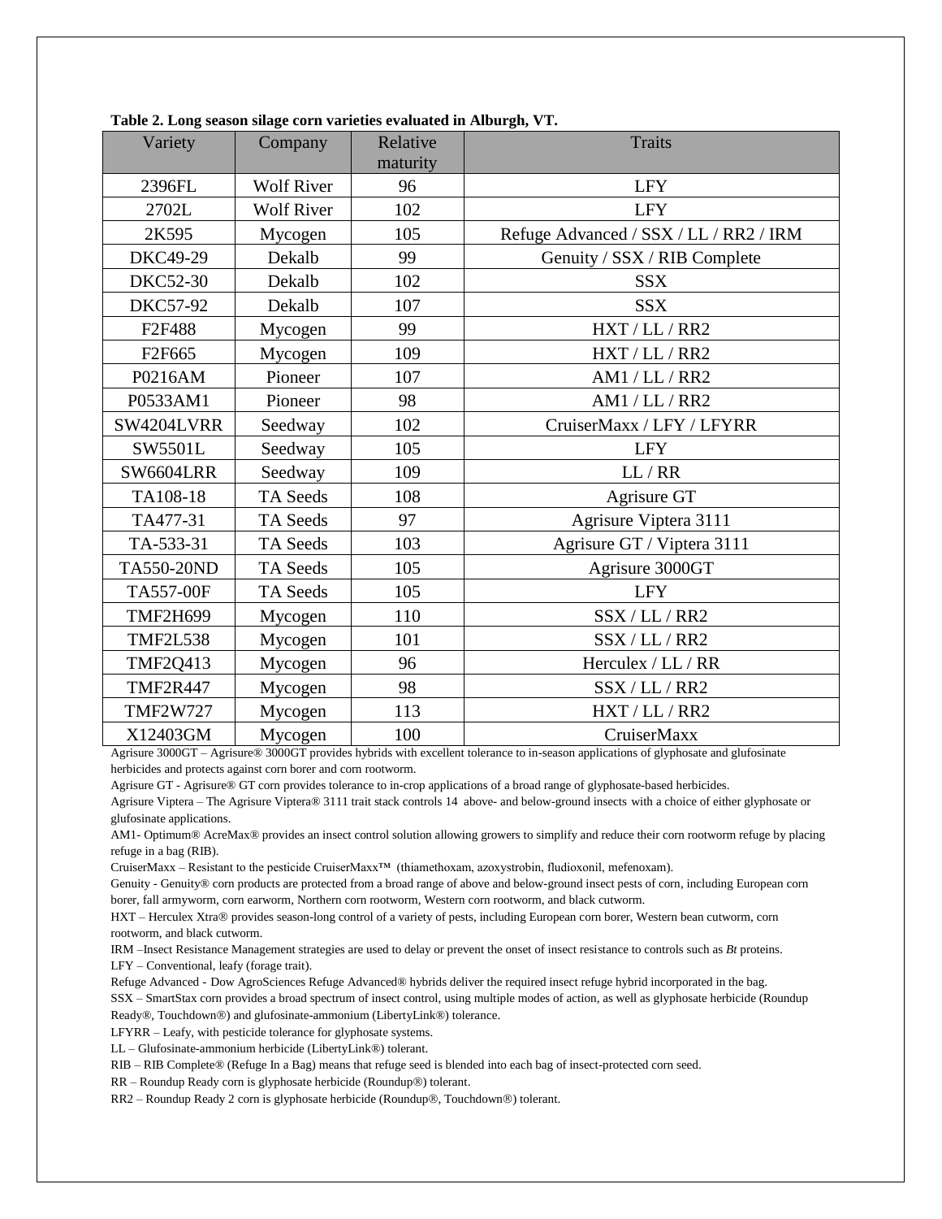**Table 2. Long season silage corn varieties evaluated in Alburgh, VT.**

| Variety | Company | Relative maturity | Traits |
|---|---|---|---|
| 2396FL | Wolf River | 96 | LFY |
| 2702L | Wolf River | 102 | LFY |
| 2K595 | Mycogen | 105 | Refuge Advanced / SSX / LL / RR2 / IRM |
| DKC49-29 | Dekalb | 99 | Genuity / SSX / RIB Complete |
| DKC52-30 | Dekalb | 102 | SSX |
| DKC57-92 | Dekalb | 107 | SSX |
| F2F488 | Mycogen | 99 | HXT / LL / RR2 |
| F2F665 | Mycogen | 109 | HXT / LL / RR2 |
| P0216AM | Pioneer | 107 | AM1 / LL / RR2 |
| P0533AM1 | Pioneer | 98 | AM1 / LL / RR2 |
| SW4204LVRR | Seedway | 102 | CruiserMaxx / LFY / LFYRR |
| SW5501L | Seedway | 105 | LFY |
| SW6604LRR | Seedway | 109 | LL / RR |
| TA108-18 | TA Seeds | 108 | Agrisure GT |
| TA477-31 | TA Seeds | 97 | Agrisure Viptera 3111 |
| TA-533-31 | TA Seeds | 103 | Agrisure GT / Viptera 3111 |
| TA550-20ND | TA Seeds | 105 | Agrisure 3000GT |
| TA557-00F | TA Seeds | 105 | LFY |
| TMF2H699 | Mycogen | 110 | SSX / LL / RR2 |
| TMF2L538 | Mycogen | 101 | SSX / LL / RR2 |
| TMF2Q413 | Mycogen | 96 | Herculex / LL / RR |
| TMF2R447 | Mycogen | 98 | SSX / LL / RR2 |
| TMF2W727 | Mycogen | 113 | HXT / LL / RR2 |
| X12403GM | Mycogen | 100 | CruiserMaxx |

Agrisure 3000GT – Agrisure® 3000GT provides hybrids with excellent tolerance to in-season applications of glyphosate and glufosinate herbicides and protects against corn borer and corn rootworm.

Agrisure GT - Agrisure® GT corn provides tolerance to in-crop applications of a broad range of glyphosate-based herbicides.

Agrisure Viptera – The Agrisure Viptera® 3111 trait stack controls 14 above- and below-ground insects with a choice of either glyphosate or glufosinate applications.

AM1- Optimum® AcreMax® provides an insect control solution allowing growers to simplify and reduce their corn rootworm refuge by placing refuge in a bag (RIB).

CruiserMaxx – Resistant to the pesticide CruiserMaxx™ (thiamethoxam, azoxystrobin, fludioxonil, mefenoxam).

Genuity - Genuity® corn products are protected from a broad range of above and below-ground insect pests of corn, including European corn borer, fall armyworm, corn earworm, Northern corn rootworm, Western corn rootworm, and black cutworm.

HXT – Herculex Xtra® provides season-long control of a variety of pests, including European corn borer, Western bean cutworm, corn rootworm, and black cutworm.

IRM –Insect Resistance Management strategies are used to delay or prevent the onset of insect resistance to controls such as *Bt* proteins.

LFY – Conventional, leafy (forage trait).

Refuge Advanced - Dow AgroSciences Refuge Advanced® hybrids deliver the required insect refuge hybrid incorporated in the bag.

SSX – SmartStax corn provides a broad spectrum of insect control, using multiple modes of action, as well as glyphosate herbicide (Roundup Ready®, Touchdown®) and glufosinate-ammonium (LibertyLink®) tolerance.

LFYRR – Leafy, with pesticide tolerance for glyphosate systems.

LL – Glufosinate-ammonium herbicide (LibertyLink®) tolerant.

RIB – RIB Complete® (Refuge In a Bag) means that refuge seed is blended into each bag of insect-protected corn seed.

RR – Roundup Ready corn is glyphosate herbicide (Roundup®) tolerant.

RR2 – Roundup Ready 2 corn is glyphosate herbicide (Roundup®, Touchdown®) tolerant.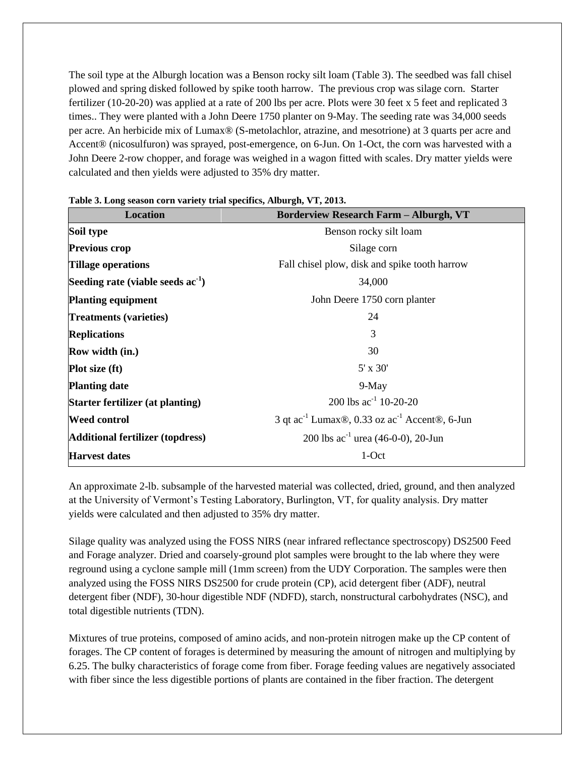The soil type at the Alburgh location was a Benson rocky silt loam (Table 3). The seedbed was fall chisel plowed and spring disked followed by spike tooth harrow. The previous crop was silage corn. Starter fertilizer (10-20-20) was applied at a rate of 200 lbs per acre. Plots were 30 feet x 5 feet and replicated 3 times.. They were planted with a John Deere 1750 planter on 9-May. The seeding rate was 34,000 seeds per acre. An herbicide mix of Lumax® (S-metolachlor, atrazine, and mesotrione) at 3 quarts per acre and Accent® (nicosulfuron) was sprayed, post-emergence, on 6-Jun. On 1-Oct, the corn was harvested with a John Deere 2-row chopper, and forage was weighed in a wagon fitted with scales. Dry matter yields were calculated and then yields were adjusted to 35% dry matter.

**Table 3. Long season corn variety trial specifics, Alburgh, VT, 2013.**

| Location | Borderview Research Farm – Alburgh, VT |
|---|---|
| **Soil type** | Benson rocky silt loam |
| **Previous crop** | Silage corn |
| **Tillage operations** | Fall chisel plow, disk and spike tooth harrow |
| **Seeding rate (viable seeds ac$^{-1}$)** | 34,000 |
| **Planting equipment** | John Deere 1750 corn planter |
| **Treatments (varieties)** | 24 |
| **Replications** | 3 |
| **Row width (in.)** | 30 |
| **Plot size (ft)** | 5' x 30' |
| **Planting date** | 9-May |
| **Starter fertilizer (at planting)** | 200 lbs ac$^{-1}$ 10-20-20 |
| **Weed control** | 3 qt ac$^{-1}$ Lumax®, 0.33 oz ac$^{-1}$ Accent®, 6-Jun |
| **Additional fertilizer (topdress)** | 200 lbs ac$^{-1}$ urea (46-0-0), 20-Jun |
| **Harvest dates** | 1-Oct |

An approximate 2-lb. subsample of the harvested material was collected, dried, ground, and then analyzed at the University of Vermont's Testing Laboratory, Burlington, VT, for quality analysis. Dry matter yields were calculated and then adjusted to 35% dry matter.

Silage quality was analyzed using the FOSS NIRS (near infrared reflectance spectroscopy) DS2500 Feed and Forage analyzer. Dried and coarsely-ground plot samples were brought to the lab where they were reground using a cyclone sample mill (1mm screen) from the UDY Corporation. The samples were then analyzed using the FOSS NIRS DS2500 for crude protein (CP), acid detergent fiber (ADF), neutral detergent fiber (NDF), 30-hour digestible NDF (NDFD), starch, nonstructural carbohydrates (NSC), and total digestible nutrients (TDN).

Mixtures of true proteins, composed of amino acids, and non-protein nitrogen make up the CP content of forages. The CP content of forages is determined by measuring the amount of nitrogen and multiplying by 6.25. The bulky characteristics of forage come from fiber. Forage feeding values are negatively associated with fiber since the less digestible portions of plants are contained in the fiber fraction. The detergent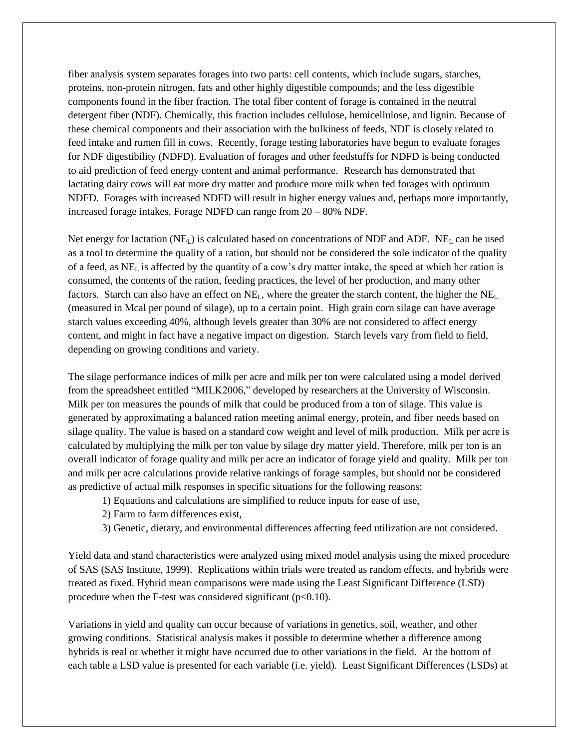fiber analysis system separates forages into two parts: cell contents, which include sugars, starches, proteins, non-protein nitrogen, fats and other highly digestible compounds; and the less digestible components found in the fiber fraction. The total fiber content of forage is contained in the neutral detergent fiber (NDF). Chemically, this fraction includes cellulose, hemicellulose, and lignin. Because of these chemical components and their association with the bulkiness of feeds, NDF is closely related to feed intake and rumen fill in cows. Recently, forage testing laboratories have begun to evaluate forages for NDF digestibility (NDFD). Evaluation of forages and other feedstuffs for NDFD is being conducted to aid prediction of feed energy content and animal performance. Research has demonstrated that lactating dairy cows will eat more dry matter and produce more milk when fed forages with optimum NDFD. Forages with increased NDFD will result in higher energy values and, perhaps more importantly, increased forage intakes. Forage NDFD can range from 20 – 80% NDF.

Net energy for lactation ($NE_L$) is calculated based on concentrations of NDF and ADF. $NE_L$ can be used as a tool to determine the quality of a ration, but should not be considered the sole indicator of the quality of a feed, as $NE_L$ is affected by the quantity of a cow's dry matter intake, the speed at which her ration is consumed, the contents of the ration, feeding practices, the level of her production, and many other factors. Starch can also have an effect on $NE_L$, where the greater the starch content, the higher the $NE_L$ (measured in Mcal per pound of silage), up to a certain point. High grain corn silage can have average starch values exceeding 40%, although levels greater than 30% are not considered to affect energy content, and might in fact have a negative impact on digestion. Starch levels vary from field to field, depending on growing conditions and variety.

The silage performance indices of milk per acre and milk per ton were calculated using a model derived from the spreadsheet entitled "MILK2006," developed by researchers at the University of Wisconsin. Milk per ton measures the pounds of milk that could be produced from a ton of silage. This value is generated by approximating a balanced ration meeting animal energy, protein, and fiber needs based on silage quality. The value is based on a standard cow weight and level of milk production. Milk per acre is calculated by multiplying the milk per ton value by silage dry matter yield. Therefore, milk per ton is an overall indicator of forage quality and milk per acre an indicator of forage yield and quality. Milk per ton and milk per acre calculations provide relative rankings of forage samples, but should not be considered as predictive of actual milk responses in specific situations for the following reasons:

1) Equations and calculations are simplified to reduce inputs for ease of use,
2) Farm to farm differences exist,
3) Genetic, dietary, and environmental differences affecting feed utilization are not considered.

Yield data and stand characteristics were analyzed using mixed model analysis using the mixed procedure of SAS (SAS Institute, 1999). Replications within trials were treated as random effects, and hybrids were treated as fixed. Hybrid mean comparisons were made using the Least Significant Difference (LSD) procedure when the F-test was considered significant ($p<0.10$).

Variations in yield and quality can occur because of variations in genetics, soil, weather, and other growing conditions. Statistical analysis makes it possible to determine whether a difference among hybrids is real or whether it might have occurred due to other variations in the field. At the bottom of each table a LSD value is presented for each variable (i.e. yield). Least Significant Differences (LSDs) at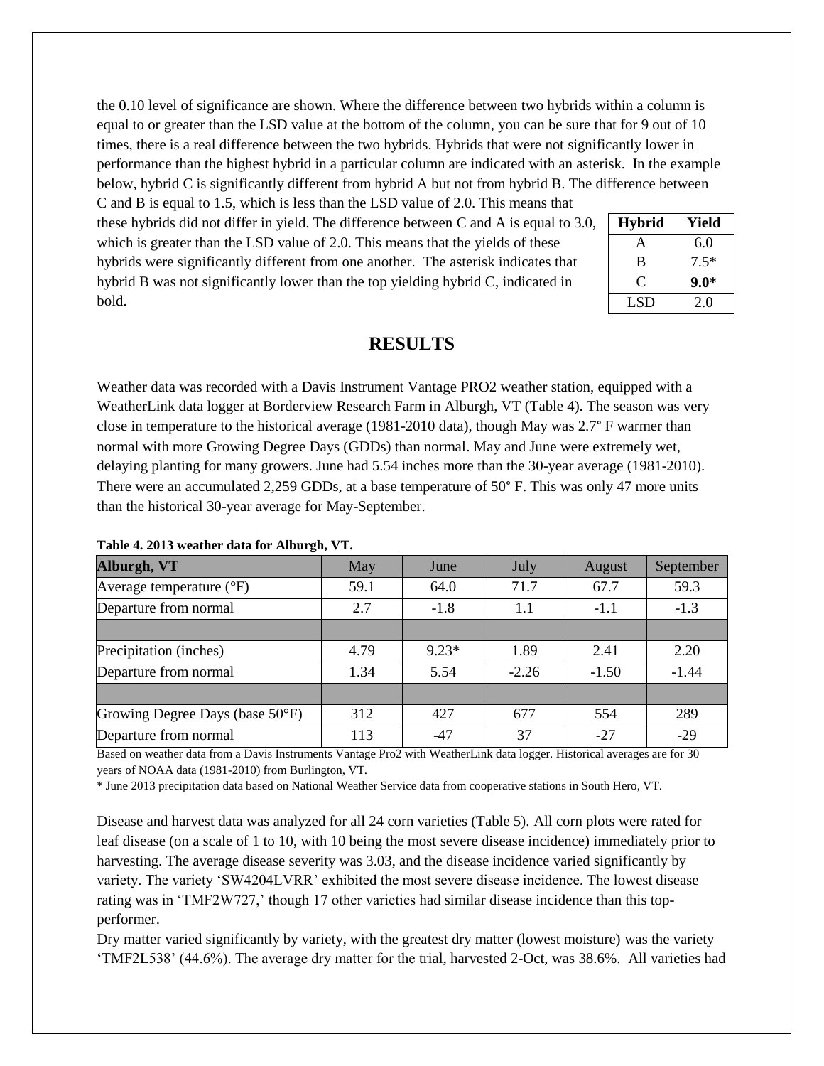the 0.10 level of significance are shown. Where the difference between two hybrids within a column is equal to or greater than the LSD value at the bottom of the column, you can be sure that for 9 out of 10 times, there is a real difference between the two hybrids. Hybrids that were not significantly lower in performance than the highest hybrid in a particular column are indicated with an asterisk. In the example below, hybrid C is significantly different from hybrid A but not from hybrid B. The difference between C and B is equal to 1.5, which is less than the LSD value of 2.0. This means that these hybrids did not differ in yield. The difference between C and A is equal to 3.0, which is greater than the LSD value of 2.0. This means that the yields of these hybrids were significantly different from one another. The asterisk indicates that hybrid B was not significantly lower than the top yielding hybrid C, indicated in bold.

| Hybrid | Yield |
|---|---|
| A | 6.0 |
| B | 7.5* |
| C | **9.0*** |
| LSD | 2.0 |

## RESULTS

Weather data was recorded with a Davis Instrument Vantage PRO2 weather station, equipped with a WeatherLink data logger at Borderview Research Farm in Alburgh, VT (Table 4). The season was very close in temperature to the historical average (1981-2010 data), though May was 2.7° F warmer than normal with more Growing Degree Days (GDDs) than normal. May and June were extremely wet, delaying planting for many growers. June had 5.54 inches more than the 30-year average (1981-2010). There were an accumulated 2,259 GDDs, at a base temperature of 50° F. This was only 47 more units than the historical 30-year average for May-September.

**Table 4. 2013 weather data for Alburgh, VT.**

| Alburgh, VT | May | June | July | August | September |
|---|---|---|---|---|---|
| Average temperature (°F) | 59.1 | 64.0 | 71.7 | 67.7 | 59.3 |
| Departure from normal | 2.7 | -1.8 | 1.1 | -1.1 | -1.3 |
| | | | | | |
| Precipitation (inches) | 4.79 | 9.23* | 1.89 | 2.41 | 2.20 |
| Departure from normal | 1.34 | 5.54 | -2.26 | -1.50 | -1.44 |
| | | | | | |
| Growing Degree Days (base 50°F) | 312 | 427 | 677 | 554 | 289 |
| Departure from normal | 113 | -47 | 37 | -27 | -29 |

Based on weather data from a Davis Instruments Vantage Pro2 with WeatherLink data logger. Historical averages are for 30 years of NOAA data (1981-2010) from Burlington, VT.

* June 2013 precipitation data based on National Weather Service data from cooperative stations in South Hero, VT.

Disease and harvest data was analyzed for all 24 corn varieties (Table 5). All corn plots were rated for leaf disease (on a scale of 1 to 10, with 10 being the most severe disease incidence) immediately prior to harvesting. The average disease severity was 3.03, and the disease incidence varied significantly by variety. The variety 'SW4204LVRR' exhibited the most severe disease incidence. The lowest disease rating was in 'TMF2W727,' though 17 other varieties had similar disease incidence than this top-performer.

Dry matter varied significantly by variety, with the greatest dry matter (lowest moisture) was the variety 'TMF2L538' (44.6%). The average dry matter for the trial, harvested 2-Oct, was 38.6%. All varieties had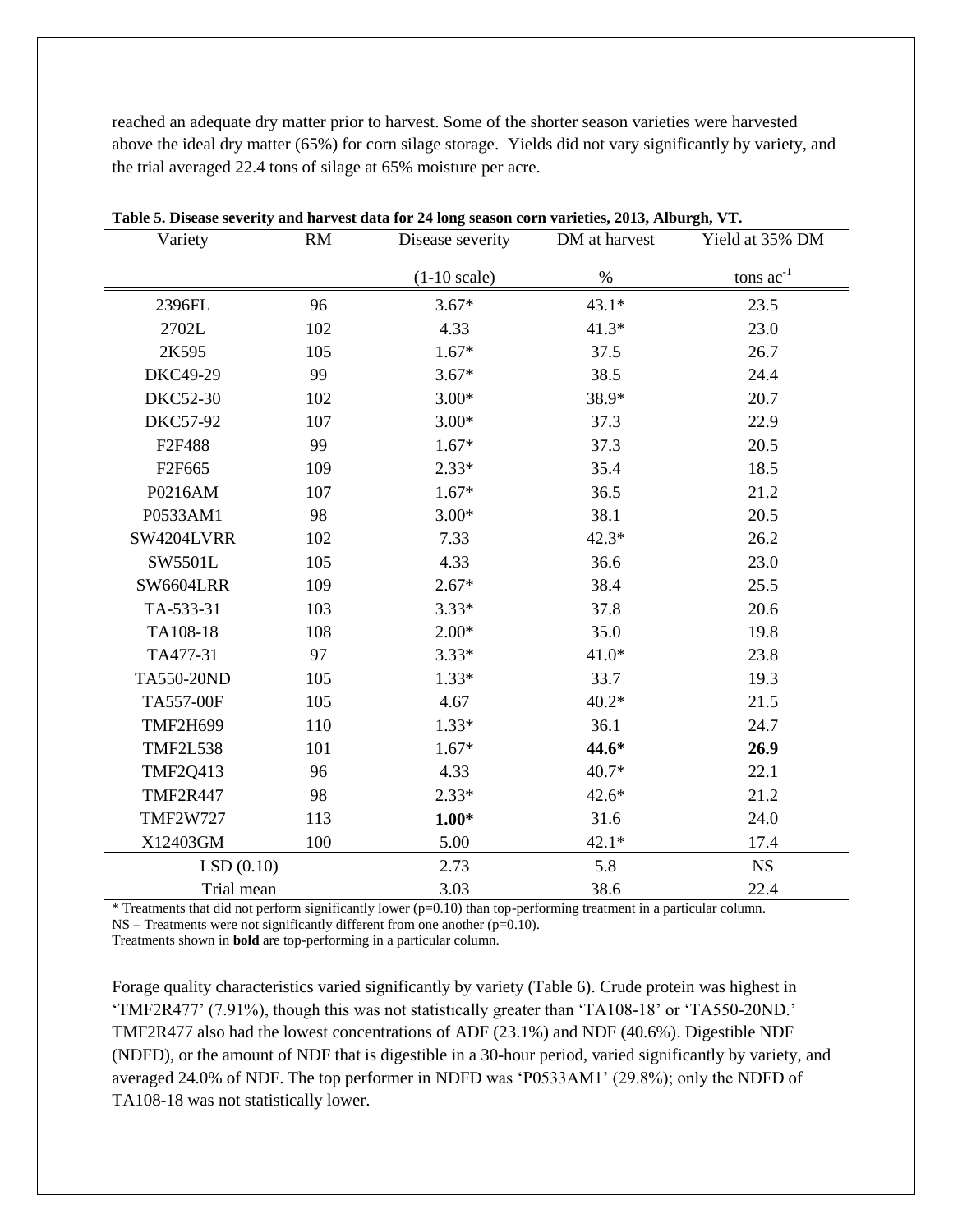reached an adequate dry matter prior to harvest. Some of the shorter season varieties were harvested above the ideal dry matter (65%) for corn silage storage. Yields did not vary significantly by variety, and the trial averaged 22.4 tons of silage at 65% moisture per acre.

**Table 5. Disease severity and harvest data for 24 long season corn varieties, 2013, Alburgh, VT.**

| Variety | RM | Disease severity | DM at harvest | Yield at 35% DM |
|---|---|---|---|---|
| | | (1-10 scale) | % | tons $ac^{-1}$ |
| 2396FL | 96 | 3.67* | 43.1* | 23.5 |
| 2702L | 102 | 4.33 | 41.3* | 23.0 |
| 2K595 | 105 | 1.67* | 37.5 | 26.7 |
| DKC49-29 | 99 | 3.67* | 38.5 | 24.4 |
| DKC52-30 | 102 | 3.00* | 38.9* | 20.7 |
| DKC57-92 | 107 | 3.00* | 37.3 | 22.9 |
| F2F488 | 99 | 1.67* | 37.3 | 20.5 |
| F2F665 | 109 | 2.33* | 35.4 | 18.5 |
| P0216AM | 107 | 1.67* | 36.5 | 21.2 |
| P0533AM1 | 98 | 3.00* | 38.1 | 20.5 |
| SW4204LVRR | 102 | 7.33 | 42.3* | 26.2 |
| SW5501L | 105 | 4.33 | 36.6 | 23.0 |
| SW6604LRR | 109 | 2.67* | 38.4 | 25.5 |
| TA-533-31 | 103 | 3.33* | 37.8 | 20.6 |
| TA108-18 | 108 | 2.00* | 35.0 | 19.8 |
| TA477-31 | 97 | 3.33* | 41.0* | 23.8 |
| TA550-20ND | 105 | 1.33* | 33.7 | 19.3 |
| TA557-00F | 105 | 4.67 | 40.2* | 21.5 |
| TMF2H699 | 110 | 1.33* | 36.1 | 24.7 |
| TMF2L538 | 101 | 1.67* | **44.6*** | **26.9** |
| TMF2Q413 | 96 | 4.33 | 40.7* | 22.1 |
| TMF2R447 | 98 | 2.33* | 42.6* | 21.2 |
| TMF2W727 | 113 | **1.00*** | 31.6 | 24.0 |
| X12403GM | 100 | 5.00 | 42.1* | 17.4 |
| LSD (0.10) | | 2.73 | 5.8 | NS |
| Trial mean | | 3.03 | 38.6 | 22.4 |

* Treatments that did not perform significantly lower ($p=0.10$) than top-performing treatment in a particular column.
NS – Treatments were not significantly different from one another ($p=0.10$).
Treatments shown in **bold** are top-performing in a particular column.

Forage quality characteristics varied significantly by variety (Table 6). Crude protein was highest in 'TMF2R477' (7.91%), though this was not statistically greater than 'TA108-18' or 'TA550-20ND.' TMF2R477 also had the lowest concentrations of ADF (23.1%) and NDF (40.6%). Digestible NDF (NDFD), or the amount of NDF that is digestible in a 30-hour period, varied significantly by variety, and averaged 24.0% of NDF. The top performer in NDFD was 'P0533AM1' (29.8%); only the NDFD of TA108-18 was not statistically lower.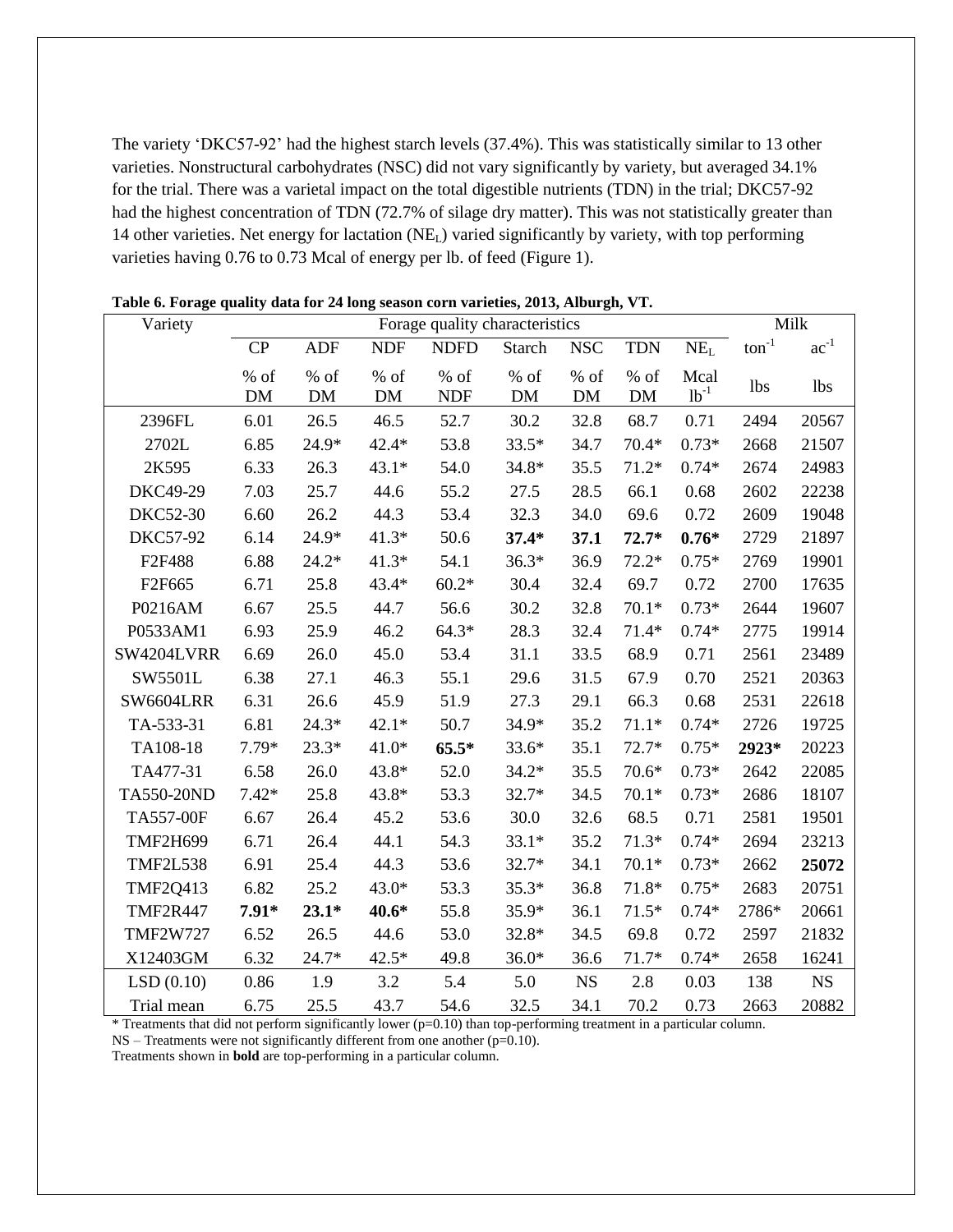The variety 'DKC57-92' had the highest starch levels (37.4%). This was statistically similar to 13 other varieties. Nonstructural carbohydrates (NSC) did not vary significantly by variety, but averaged 34.1% for the trial. There was a varietal impact on the total digestible nutrients (TDN) in the trial; DKC57-92 had the highest concentration of TDN (72.7% of silage dry matter). This was not statistically greater than 14 other varieties. Net energy for lactation ($NE_L$) varied significantly by variety, with top performing varieties having 0.76 to 0.73 Mcal of energy per lb. of feed (Figure 1).

**Table 6. Forage quality data for 24 long season corn varieties, 2013, Alburgh, VT.**

| Variety | Forage quality characteristics | | | | | | | | Milk | |
|---|---|---|---|---|---|---|---|---|---|---|
| | CP | ADF | NDF | NDFD | Starch | NSC | TDN | $NE_L$ | $ton^{-1}$ | $ac^{-1}$ |
| | % of DM | % of DM | % of DM | % of NDF | % of DM | % of DM | % of DM | Mcal $lb^{-1}$ | lbs | lbs |
| 2396FL | 6.01 | 26.5 | 46.5 | 52.7 | 30.2 | 32.8 | 68.7 | 0.71 | 2494 | 20567 |
| 2702L | 6.85 | 24.9* | 42.4* | 53.8 | 33.5* | 34.7 | 70.4* | 0.73* | 2668 | 21507 |
| 2K595 | 6.33 | 26.3 | 43.1* | 54.0 | 34.8* | 35.5 | 71.2* | 0.74* | 2674 | 24983 |
| DKC49-29 | 7.03 | 25.7 | 44.6 | 55.2 | 27.5 | 28.5 | 66.1 | 0.68 | 2602 | 22238 |
| DKC52-30 | 6.60 | 26.2 | 44.3 | 53.4 | 32.3 | 34.0 | 69.6 | 0.72 | 2609 | 19048 |
| DKC57-92 | 6.14 | 24.9* | 41.3* | 50.6 | **37.4*** | **37.1** | **72.7*** | **0.76*** | 2729 | 21897 |
| F2F488 | 6.88 | 24.2* | 41.3* | 54.1 | 36.3* | 36.9 | 72.2* | 0.75* | 2769 | 19901 |
| F2F665 | 6.71 | 25.8 | 43.4* | 60.2* | 30.4 | 32.4 | 69.7 | 0.72 | 2700 | 17635 |
| P0216AM | 6.67 | 25.5 | 44.7 | 56.6 | 30.2 | 32.8 | 70.1* | 0.73* | 2644 | 19607 |
| P0533AM1 | 6.93 | 25.9 | 46.2 | 64.3* | 28.3 | 32.4 | 71.4* | 0.74* | 2775 | 19914 |
| SW4204LVRR | 6.69 | 26.0 | 45.0 | 53.4 | 31.1 | 33.5 | 68.9 | 0.71 | 2561 | 23489 |
| SW5501L | 6.38 | 27.1 | 46.3 | 55.1 | 29.6 | 31.5 | 67.9 | 0.70 | 2521 | 20363 |
| SW6604LRR | 6.31 | 26.6 | 45.9 | 51.9 | 27.3 | 29.1 | 66.3 | 0.68 | 2531 | 22618 |
| TA-533-31 | 6.81 | 24.3* | 42.1* | 50.7 | 34.9* | 35.2 | 71.1* | 0.74* | 2726 | 19725 |
| TA108-18 | 7.79* | 23.3* | 41.0* | **65.5*** | 33.6* | 35.1 | 72.7* | 0.75* | **2923*** | 20223 |
| TA477-31 | 6.58 | 26.0 | 43.8* | 52.0 | 34.2* | 35.5 | 70.6* | 0.73* | 2642 | 22085 |
| TA550-20ND | 7.42* | 25.8 | 43.8* | 53.3 | 32.7* | 34.5 | 70.1* | 0.73* | 2686 | 18107 |
| TA557-00F | 6.67 | 26.4 | 45.2 | 53.6 | 30.0 | 32.6 | 68.5 | 0.71 | 2581 | 19501 |
| TMF2H699 | 6.71 | 26.4 | 44.1 | 54.3 | 33.1* | 35.2 | 71.3* | 0.74* | 2694 | 23213 |
| TMF2L538 | 6.91 | 25.4 | 44.3 | 53.6 | 32.7* | 34.1 | 70.1* | 0.73* | 2662 | **25072** |
| TMF2Q413 | 6.82 | 25.2 | 43.0* | 53.3 | 35.3* | 36.8 | 71.8* | 0.75* | 2683 | 20751 |
| TMF2R447 | **7.91*** | **23.1*** | **40.6*** | 55.8 | 35.9* | 36.1 | 71.5* | 0.74* | 2786* | 20661 |
| TMF2W727 | 6.52 | 26.5 | 44.6 | 53.0 | 32.8* | 34.5 | 69.8 | 0.72 | 2597 | 21832 |
| X12403GM | 6.32 | 24.7* | 42.5* | 49.8 | 36.0* | 36.6 | 71.7* | 0.74* | 2658 | 16241 |
| LSD (0.10) | 0.86 | 1.9 | 3.2 | 5.4 | 5.0 | NS | 2.8 | 0.03 | 138 | NS |
| Trial mean | 6.75 | 25.5 | 43.7 | 54.6 | 32.5 | 34.1 | 70.2 | 0.73 | 2663 | 20882 |

* Treatments that did not perform significantly lower (p=0.10) than top-performing treatment in a particular column.
NS – Treatments were not significantly different from one another (p=0.10).
Treatments shown in **bold** are top-performing in a particular column.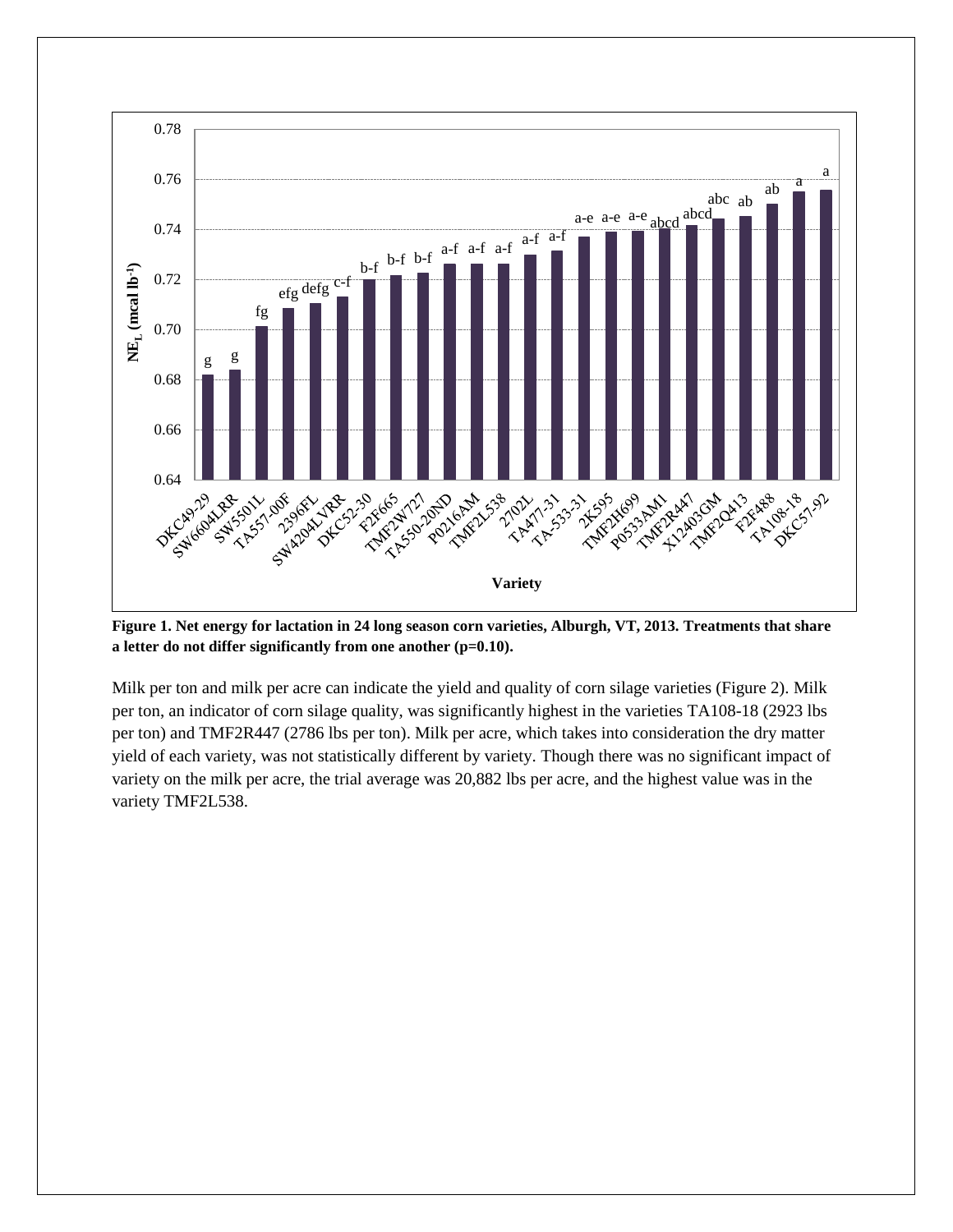**Figure 1. Net energy for lactation in 24 long season corn varieties, Alburgh, VT, 2013. Treatments that share a letter do not differ significantly from one another (p=0.10).**

Milk per ton and milk per acre can indicate the yield and quality of corn silage varieties (Figure 2). Milk per ton, an indicator of corn silage quality, was significantly highest in the varieties TA108-18 (2923 lbs per ton) and TMF2R447 (2786 lbs per ton). Milk per acre, which takes into consideration the dry matter yield of each variety, was not statistically different by variety. Though there was no significant impact of variety on the milk per acre, the trial average was 20,882 lbs per acre, and the highest value was in the variety TMF2L538.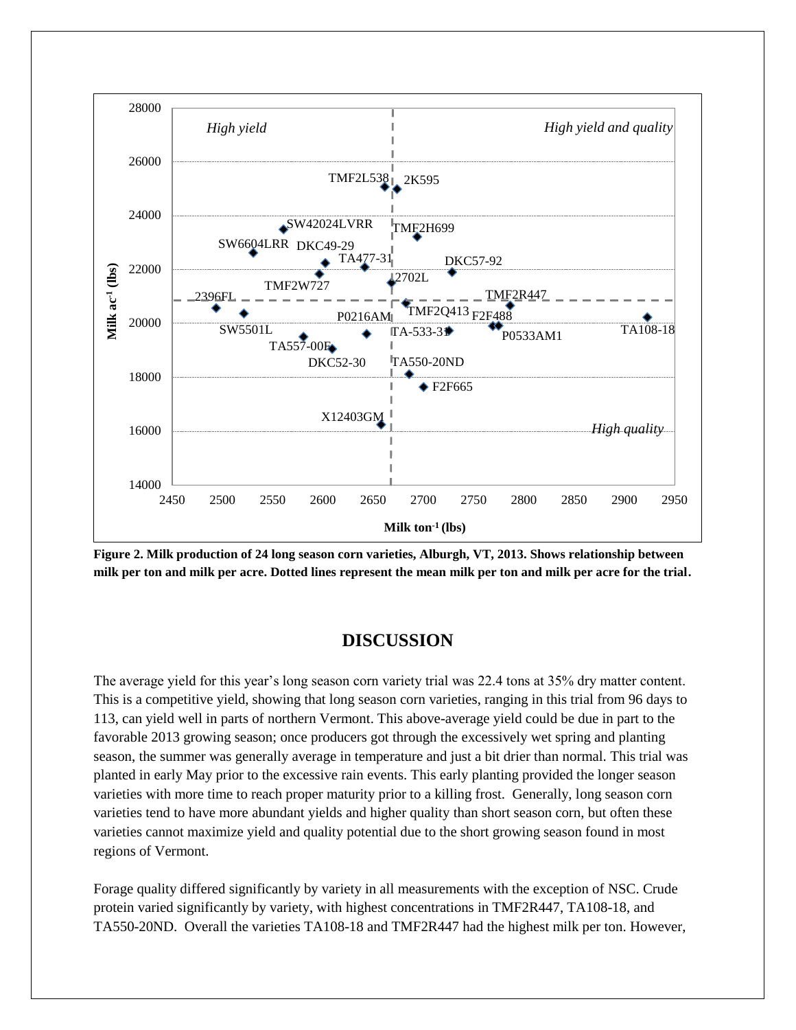**Figure 2. Milk production of 24 long season corn varieties, Alburgh, VT, 2013. Shows relationship between milk per ton and milk per acre. Dotted lines represent the mean milk per ton and milk per acre for the trial.**

## DISCUSSION

The average yield for this year's long season corn variety trial was 22.4 tons at 35% dry matter content. This is a competitive yield, showing that long season corn varieties, ranging in this trial from 96 days to 113, can yield well in parts of northern Vermont. This above-average yield could be due in part to the favorable 2013 growing season; once producers got through the excessively wet spring and planting season, the summer was generally average in temperature and just a bit drier than normal. This trial was planted in early May prior to the excessive rain events. This early planting provided the longer season varieties with more time to reach proper maturity prior to a killing frost. Generally, long season corn varieties tend to have more abundant yields and higher quality than short season corn, but often these varieties cannot maximize yield and quality potential due to the short growing season found in most regions of Vermont.

Forage quality differed significantly by variety in all measurements with the exception of NSC. Crude protein varied significantly by variety, with highest concentrations in TMF2R447, TA108-18, and TA550-20ND. Overall the varieties TA108-18 and TMF2R447 had the highest milk per ton. However,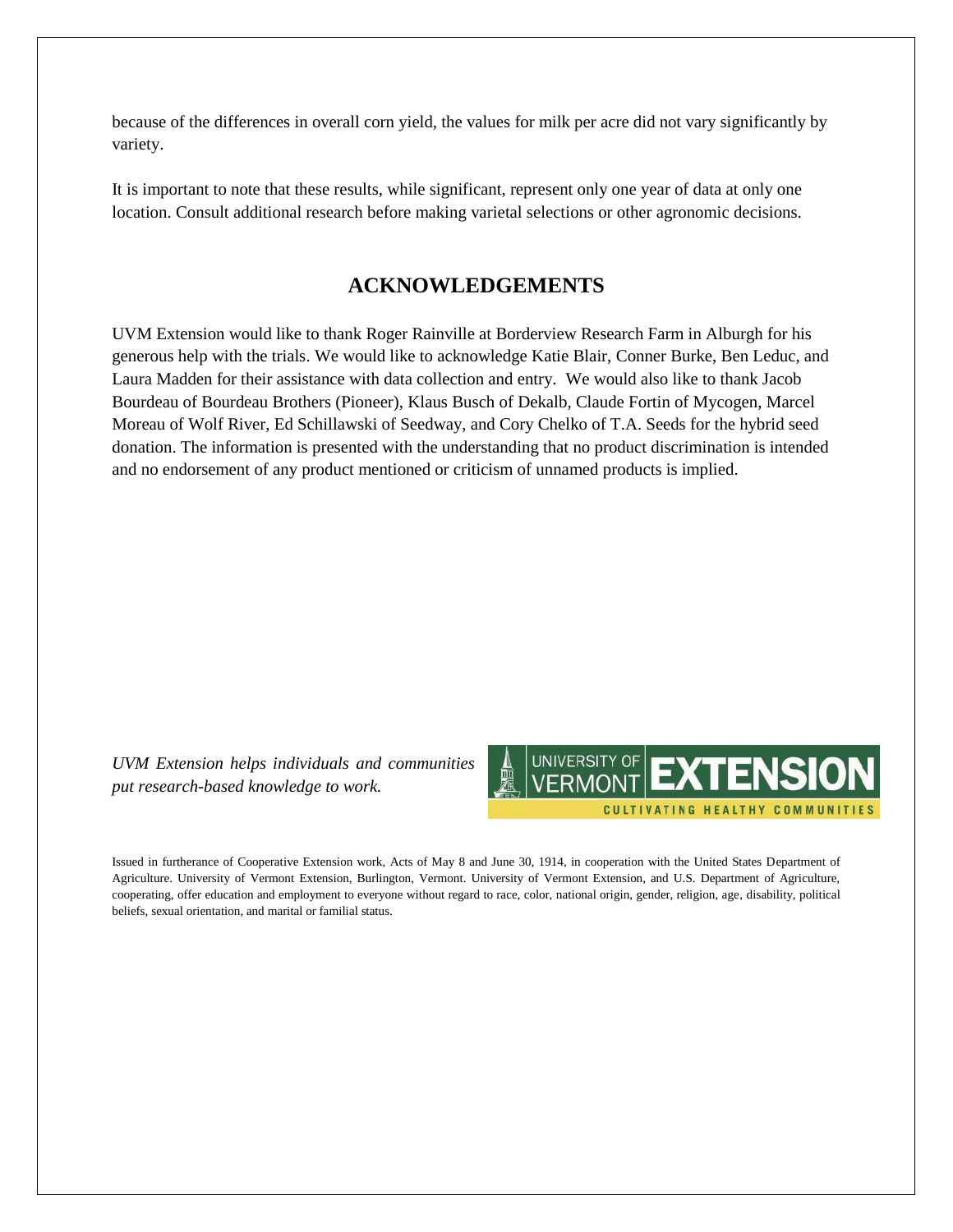because of the differences in overall corn yield, the values for milk per acre did not vary significantly by variety.

It is important to note that these results, while significant, represent only one year of data at only one location. Consult additional research before making varietal selections or other agronomic decisions.

## ACKNOWLEDGEMENTS

UVM Extension would like to thank Roger Rainville at Borderview Research Farm in Alburgh for his generous help with the trials. We would like to acknowledge Katie Blair, Conner Burke, Ben Leduc, and Laura Madden for their assistance with data collection and entry. We would also like to thank Jacob Bourdeau of Bourdeau Brothers (Pioneer), Klaus Busch of Dekalb, Claude Fortin of Mycogen, Marcel Moreau of Wolf River, Ed Schillawski of Seedway, and Cory Chelko of T.A. Seeds for the hybrid seed donation. The information is presented with the understanding that no product discrimination is intended and no endorsement of any product mentioned or criticism of unnamed products is implied.

*UVM Extension helps individuals and communities put research-based knowledge to work.*

UNIVERSITY OF VERMONT EXTENSION
CULTIVATING HEALTHY COMMUNITIES

Issued in furtherance of Cooperative Extension work, Acts of May 8 and June 30, 1914, in cooperation with the United States Department of Agriculture. University of Vermont Extension, Burlington, Vermont. University of Vermont Extension, and U.S. Department of Agriculture, cooperating, offer education and employment to everyone without regard to race, color, national origin, gender, religion, age, disability, political beliefs, sexual orientation, and marital or familial status.